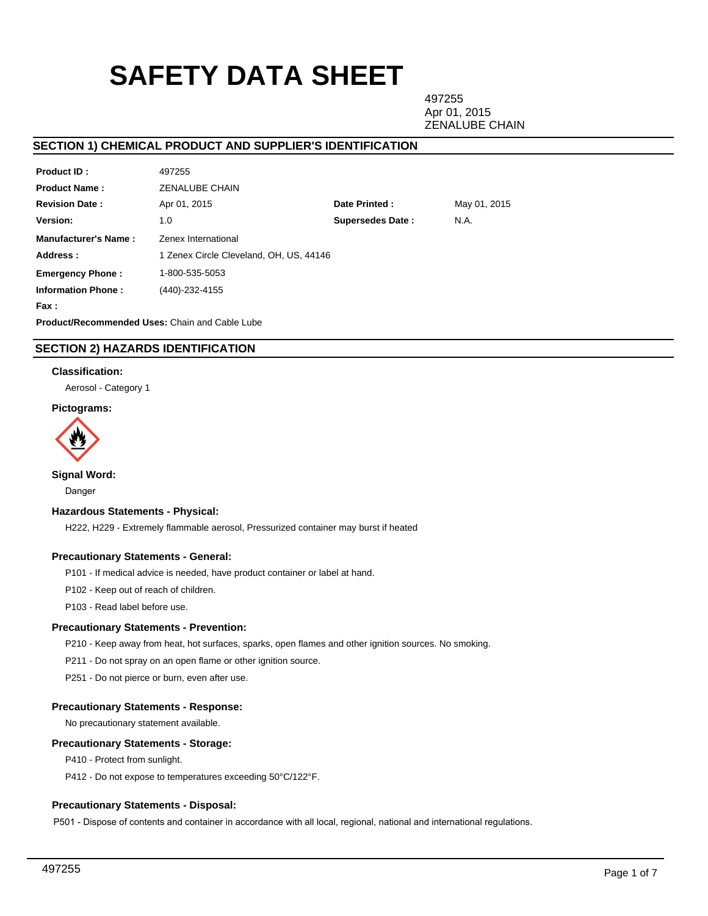# SAFETY DATA SHEET

497255
Apr 01, 2015
ZENALUBE CHAIN

## SECTION 1) CHEMICAL PRODUCT AND SUPPLIER'S IDENTIFICATION

| | | | |
|---|---|---|---|
| **Product ID :** | 497255 | | |
| **Product Name :** | ZENALUBE CHAIN | | |
| **Revision Date :** | Apr 01, 2015 | **Date Printed :** | May 01, 2015 |
| **Version:** | 1.0 | **Supersedes Date :** | N.A. |
| **Manufacturer's Name :** | Zenex International | | |
| **Address :** | 1 Zenex Circle Cleveland, OH, US, 44146 | | |
| **Emergency Phone :** | 1-800-535-5053 | | |
| **Information Phone :** | (440)-232-4155 | | |
| **Fax :** | | | |

**Product/Recommended Uses:** Chain and Cable Lube

## SECTION 2) HAZARDS IDENTIFICATION

### Classification:

Aerosol - Category 1

### Pictograms:

### Signal Word:

Danger

### Hazardous Statements - Physical:

H222, H229 - Extremely flammable aerosol, Pressurized container may burst if heated

### Precautionary Statements - General:

P101 - If medical advice is needed, have product container or label at hand.

P102 - Keep out of reach of children.

P103 - Read label before use.

### Precautionary Statements - Prevention:

P210 - Keep away from heat, hot surfaces, sparks, open flames and other ignition sources. No smoking.

P211 - Do not spray on an open flame or other ignition source.

P251 - Do not pierce or burn, even after use.

### Precautionary Statements - Response:

No precautionary statement available.

### Precautionary Statements - Storage:

P410 - Protect from sunlight.

P412 - Do not expose to temperatures exceeding 50°C/122°F.

### Precautionary Statements - Disposal:

P501 - Dispose of contents and container in accordance with all local, regional, national and international regulations.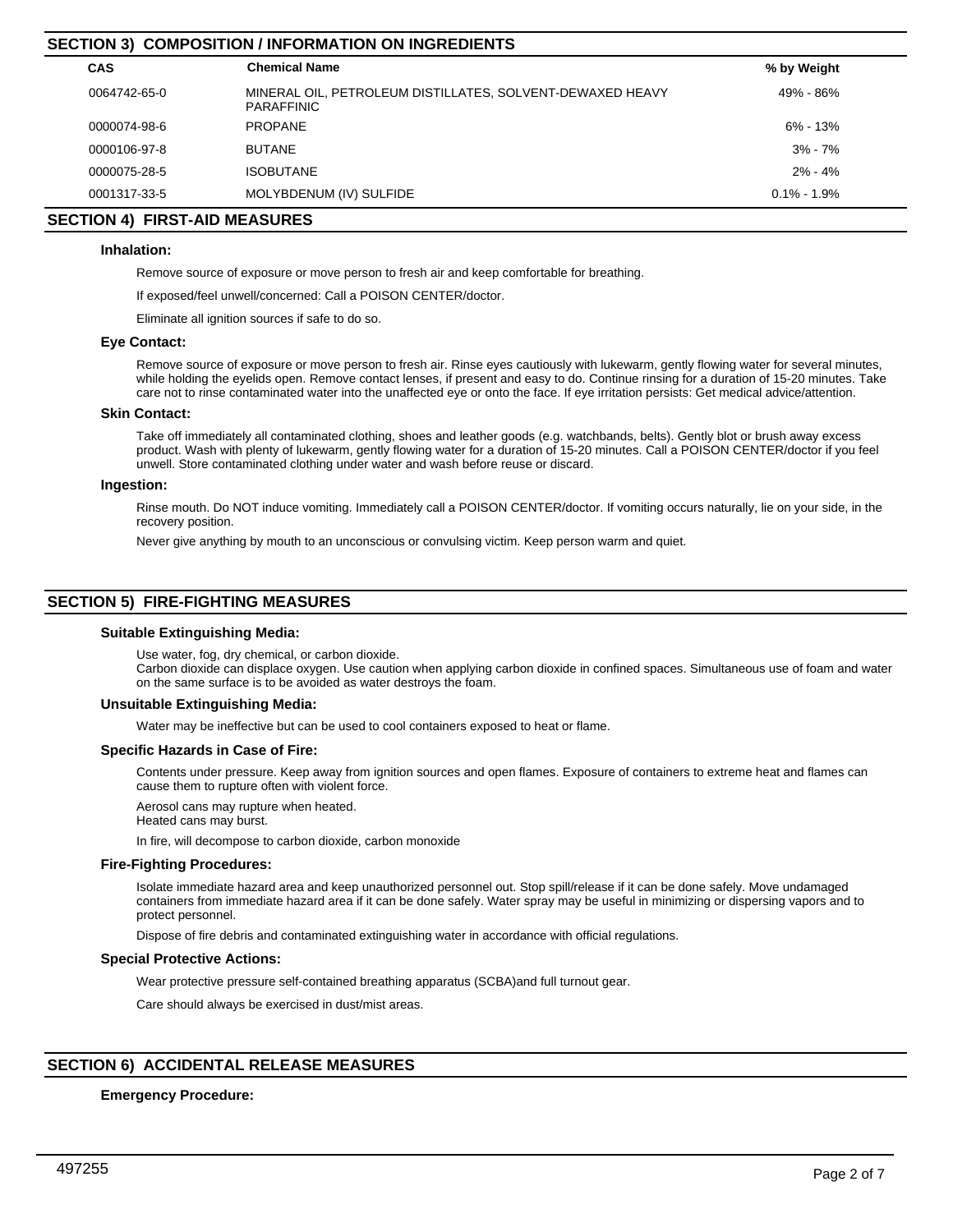## SECTION 3) COMPOSITION / INFORMATION ON INGREDIENTS

| CAS | Chemical Name | % by Weight |
| --- | --- | --- |
| 0064742-65-0 | MINERAL OIL, PETROLEUM DISTILLATES, SOLVENT-DEWAXED HEAVY PARAFFINIC | 49% - 86% |
| 0000074-98-6 | PROPANE | 6% - 13% |
| 0000106-97-8 | BUTANE | 3% - 7% |
| 0000075-28-5 | ISOBUTANE | 2% - 4% |
| 0001317-33-5 | MOLYBDENUM (IV) SULFIDE | 0.1% - 1.9% |

## SECTION 4) FIRST-AID MEASURES

### Inhalation:

Remove source of exposure or move person to fresh air and keep comfortable for breathing.

If exposed/feel unwell/concerned: Call a POISON CENTER/doctor.

Eliminate all ignition sources if safe to do so.

### Eye Contact:

Remove source of exposure or move person to fresh air. Rinse eyes cautiously with lukewarm, gently flowing water for several minutes, while holding the eyelids open. Remove contact lenses, if present and easy to do. Continue rinsing for a duration of 15-20 minutes. Take care not to rinse contaminated water into the unaffected eye or onto the face. If eye irritation persists: Get medical advice/attention.

### Skin Contact:

Take off immediately all contaminated clothing, shoes and leather goods (e.g. watchbands, belts). Gently blot or brush away excess product. Wash with plenty of lukewarm, gently flowing water for a duration of 15-20 minutes. Call a POISON CENTER/doctor if you feel unwell. Store contaminated clothing under water and wash before reuse or discard.

### Ingestion:

Rinse mouth. Do NOT induce vomiting. Immediately call a POISON CENTER/doctor. If vomiting occurs naturally, lie on your side, in the recovery position.

Never give anything by mouth to an unconscious or convulsing victim. Keep person warm and quiet.

## SECTION 5) FIRE-FIGHTING MEASURES

### Suitable Extinguishing Media:

Use water, fog, dry chemical, or carbon dioxide.
Carbon dioxide can displace oxygen. Use caution when applying carbon dioxide in confined spaces. Simultaneous use of foam and water on the same surface is to be avoided as water destroys the foam.

### Unsuitable Extinguishing Media:

Water may be ineffective but can be used to cool containers exposed to heat or flame.

### Specific Hazards in Case of Fire:

Contents under pressure. Keep away from ignition sources and open flames. Exposure of containers to extreme heat and flames can cause them to rupture often with violent force.

Aerosol cans may rupture when heated.
Heated cans may burst.

In fire, will decompose to carbon dioxide, carbon monoxide

### Fire-Fighting Procedures:

Isolate immediate hazard area and keep unauthorized personnel out. Stop spill/release if it can be done safely. Move undamaged containers from immediate hazard area if it can be done safely. Water spray may be useful in minimizing or dispersing vapors and to protect personnel.

Dispose of fire debris and contaminated extinguishing water in accordance with official regulations.

### Special Protective Actions:

Wear protective pressure self-contained breathing apparatus (SCBA)and full turnout gear.

Care should always be exercised in dust/mist areas.

## SECTION 6) ACCIDENTAL RELEASE MEASURES

### Emergency Procedure: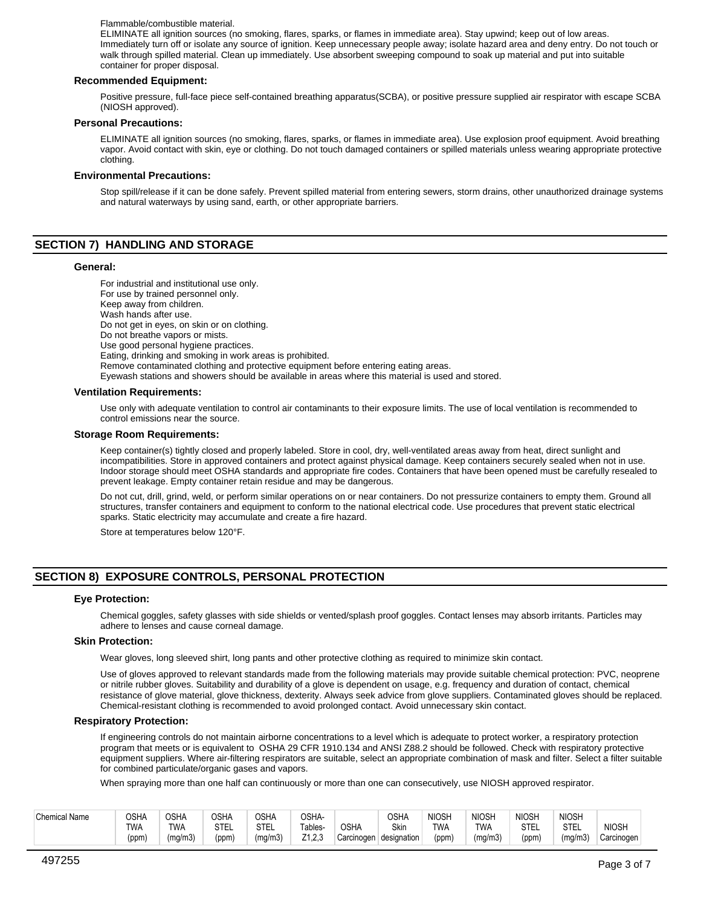Flammable/combustible material.
ELIMINATE all ignition sources (no smoking, flares, sparks, or flames in immediate area). Stay upwind; keep out of low areas. Immediately turn off or isolate any source of ignition. Keep unnecessary people away; isolate hazard area and deny entry. Do not touch or walk through spilled material. Clean up immediately. Use absorbent sweeping compound to soak up material and put into suitable container for proper disposal.

### Recommended Equipment:

Positive pressure, full-face piece self-contained breathing apparatus(SCBA), or positive pressure supplied air respirator with escape SCBA (NIOSH approved).

### Personal Precautions:

ELIMINATE all ignition sources (no smoking, flares, sparks, or flames in immediate area). Use explosion proof equipment. Avoid breathing vapor. Avoid contact with skin, eye or clothing. Do not touch damaged containers or spilled materials unless wearing appropriate protective clothing.

### Environmental Precautions:

Stop spill/release if it can be done safely. Prevent spilled material from entering sewers, storm drains, other unauthorized drainage systems and natural waterways by using sand, earth, or other appropriate barriers.

## SECTION 7) HANDLING AND STORAGE

### General:

For industrial and institutional use only.
For use by trained personnel only.
Keep away from children.
Wash hands after use.
Do not get in eyes, on skin or on clothing.
Do not breathe vapors or mists.
Use good personal hygiene practices.
Eating, drinking and smoking in work areas is prohibited.
Remove contaminated clothing and protective equipment before entering eating areas.
Eyewash stations and showers should be available in areas where this material is used and stored.

### Ventilation Requirements:

Use only with adequate ventilation to control air contaminants to their exposure limits. The use of local ventilation is recommended to control emissions near the source.

### Storage Room Requirements:

Keep container(s) tightly closed and properly labeled. Store in cool, dry, well-ventilated areas away from heat, direct sunlight and incompatibilities. Store in approved containers and protect against physical damage. Keep containers securely sealed when not in use. Indoor storage should meet OSHA standards and appropriate fire codes. Containers that have been opened must be carefully resealed to prevent leakage. Empty container retain residue and may be dangerous.

Do not cut, drill, grind, weld, or perform similar operations on or near containers. Do not pressurize containers to empty them. Ground all structures, transfer containers and equipment to conform to the national electrical code. Use procedures that prevent static electrical sparks. Static electricity may accumulate and create a fire hazard.

Store at temperatures below 120°F.

## SECTION 8) EXPOSURE CONTROLS, PERSONAL PROTECTION

### Eye Protection:

Chemical goggles, safety glasses with side shields or vented/splash proof goggles. Contact lenses may absorb irritants. Particles may adhere to lenses and cause corneal damage.

### Skin Protection:

Wear gloves, long sleeved shirt, long pants and other protective clothing as required to minimize skin contact.

Use of gloves approved to relevant standards made from the following materials may provide suitable chemical protection: PVC, neoprene or nitrile rubber gloves. Suitability and durability of a glove is dependent on usage, e.g. frequency and duration of contact, chemical resistance of glove material, glove thickness, dexterity. Always seek advice from glove suppliers. Contaminated gloves should be replaced. Chemical-resistant clothing is recommended to avoid prolonged contact. Avoid unnecessary skin contact.

### Respiratory Protection:

If engineering controls do not maintain airborne concentrations to a level which is adequate to protect worker, a respiratory protection program that meets or is equivalent to OSHA 29 CFR 1910.134 and ANSI Z88.2 should be followed. Check with respiratory protective equipment suppliers. Where air-filtering respirators are suitable, select an appropriate combination of mask and filter. Select a filter suitable for combined particulate/organic gases and vapors.

When spraying more than one half can continuously or more than one can consecutively, use NIOSH approved respirator.

| Chemical Name | OSHA TWA (ppm) | OSHA TWA (mg/m3) | OSHA STEL (ppm) | OSHA STEL (mg/m3) | OSHA-Tables-Z1,2,3 | OSHA Carcinogen | OSHA Skin designation | NIOSH TWA (ppm) | NIOSH TWA (mg/m3) | NIOSH STEL (ppm) | NIOSH STEL (mg/m3) | NIOSH Carcinogen |
|---|---|---|---|---|---|---|---|---|---|---|---|---|

497255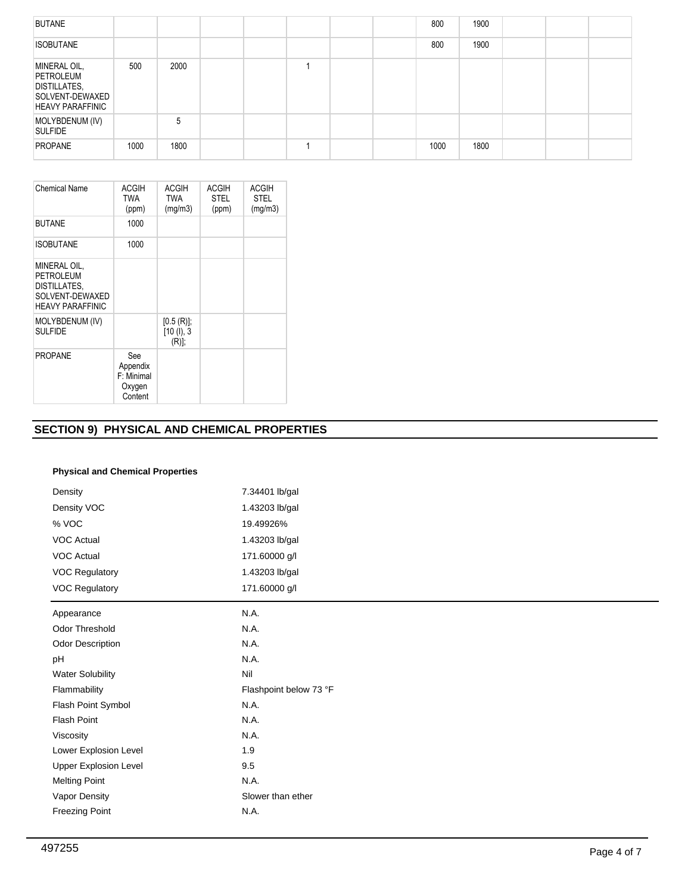| | | | | | | | | | | | | |
|---|---|---|---|---|---|---|---|---|---|---|---|---|
| BUTANE | | | | | | | | 800 | 1900 | | | |
| ISOBUTANE | | | | | | | | 800 | 1900 | | | |
| MINERAL OIL, PETROLEUM DISTILLATES, SOLVENT-DEWAXED HEAVY PARAFFINIC | 500 | 2000 | | | 1 | | | | | | | |
| MOLYBDENUM (IV) SULFIDE | | 5 | | | | | | | | | | |
| PROPANE | 1000 | 1800 | | | 1 | | | 1000 | 1800 | | | |

| Chemical Name | ACGIH TWA (ppm) | ACGIH TWA (mg/m3) | ACGIH STEL (ppm) | ACGIH STEL (mg/m3) |
|---|---|---|---|---|
| BUTANE | 1000 | | | |
| ISOBUTANE | 1000 | | | |
| MINERAL OIL, PETROLEUM DISTILLATES, SOLVENT-DEWAXED HEAVY PARAFFINIC | | | | |
| MOLYBDENUM (IV) SULFIDE | | [0.5 (R)]; [10 (I), 3 (R)]; | | |
| PROPANE | See Appendix F: Minimal Oxygen Content | | | |

## SECTION 9) PHYSICAL AND CHEMICAL PROPERTIES

**Physical and Chemical Properties**

| | |
|---|---|
| Density | 7.34401 lb/gal |
| Density VOC | 1.43203 lb/gal |
| % VOC | 19.49926% |
| VOC Actual | 1.43203 lb/gal |
| VOC Actual | 171.60000 g/l |
| VOC Regulatory | 1.43203 lb/gal |
| VOC Regulatory | 171.60000 g/l |

| | |
|---|---|
| Appearance | N.A. |
| Odor Threshold | N.A. |
| Odor Description | N.A. |
| pH | N.A. |
| Water Solubility | Nil |
| Flammability | Flashpoint below 73 °F |
| Flash Point Symbol | N.A. |
| Flash Point | N.A. |
| Viscosity | N.A. |
| Lower Explosion Level | 1.9 |
| Upper Explosion Level | 9.5 |
| Melting Point | N.A. |
| Vapor Density | Slower than ether |
| Freezing Point | N.A. |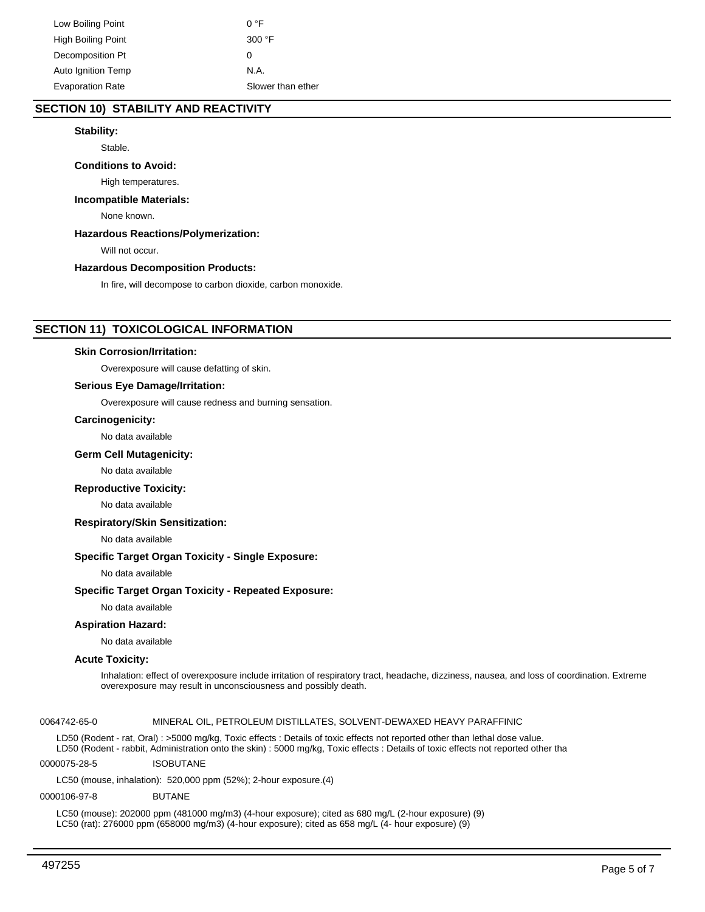| | |
|---|---|
| Low Boiling Point | 0 °F |
| High Boiling Point | 300 °F |
| Decomposition Pt | 0 |
| Auto Ignition Temp | N.A. |
| Evaporation Rate | Slower than ether |

## SECTION 10) STABILITY AND REACTIVITY

**Stability:**

Stable.

**Conditions to Avoid:**

High temperatures.

**Incompatible Materials:**

None known.

**Hazardous Reactions/Polymerization:**

Will not occur.

**Hazardous Decomposition Products:**

In fire, will decompose to carbon dioxide, carbon monoxide.

## SECTION 11) TOXICOLOGICAL INFORMATION

**Skin Corrosion/Irritation:**

Overexposure will cause defatting of skin.

**Serious Eye Damage/Irritation:**

Overexposure will cause redness and burning sensation.

**Carcinogenicity:**

No data available

**Germ Cell Mutagenicity:**

No data available

**Reproductive Toxicity:**

No data available

**Respiratory/Skin Sensitization:**

No data available

**Specific Target Organ Toxicity - Single Exposure:**

No data available

**Specific Target Organ Toxicity - Repeated Exposure:**

No data available

**Aspiration Hazard:**

No data available

**Acute Toxicity:**

Inhalation: effect of overexposure include irritation of respiratory tract, headache, dizziness, nausea, and loss of coordination. Extreme overexposure may result in unconsciousness and possibly death.

0064742-65-0 MINERAL OIL, PETROLEUM DISTILLATES, SOLVENT-DEWAXED HEAVY PARAFFINIC

LD50 (Rodent - rat, Oral) : >5000 mg/kg, Toxic effects : Details of toxic effects not reported other than lethal dose value.
LD50 (Rodent - rabbit, Administration onto the skin) : 5000 mg/kg, Toxic effects : Details of toxic effects not reported other tha

0000075-28-5 ISOBUTANE

LC50 (mouse, inhalation): 520,000 ppm (52%); 2-hour exposure.(4)

0000106-97-8 BUTANE

LC50 (mouse): 202000 ppm (481000 mg/m3) (4-hour exposure); cited as 680 mg/L (2-hour exposure) (9)
LC50 (rat): 276000 ppm (658000 mg/m3) (4-hour exposure); cited as 658 mg/L (4- hour exposure) (9)

497255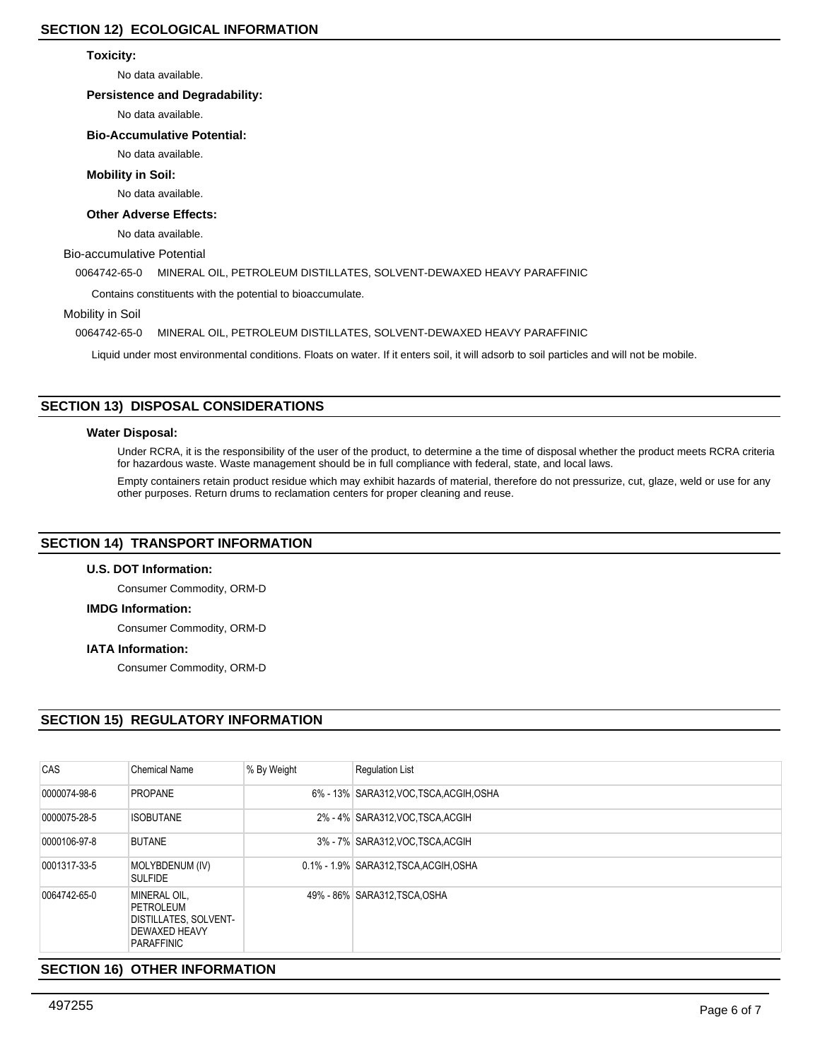## SECTION 12) ECOLOGICAL INFORMATION

**Toxicity:**

No data available.

**Persistence and Degradability:**

No data available.

**Bio-Accumulative Potential:**

No data available.

**Mobility in Soil:**

No data available.

**Other Adverse Effects:**

No data available.

Bio-accumulative Potential

0064742-65-0 MINERAL OIL, PETROLEUM DISTILLATES, SOLVENT-DEWAXED HEAVY PARAFFINIC

Contains constituents with the potential to bioaccumulate.

Mobility in Soil

0064742-65-0 MINERAL OIL, PETROLEUM DISTILLATES, SOLVENT-DEWAXED HEAVY PARAFFINIC

Liquid under most environmental conditions. Floats on water. If it enters soil, it will adsorb to soil particles and will not be mobile.

## SECTION 13) DISPOSAL CONSIDERATIONS

**Water Disposal:**

Under RCRA, it is the responsibility of the user of the product, to determine a the time of disposal whether the product meets RCRA criteria for hazardous waste. Waste management should be in full compliance with federal, state, and local laws.

Empty containers retain product residue which may exhibit hazards of material, therefore do not pressurize, cut, glaze, weld or use for any other purposes. Return drums to reclamation centers for proper cleaning and reuse.

## SECTION 14) TRANSPORT INFORMATION

**U.S. DOT Information:**

Consumer Commodity, ORM-D

**IMDG Information:**

Consumer Commodity, ORM-D

**IATA Information:**

Consumer Commodity, ORM-D

## SECTION 15) REGULATORY INFORMATION

| CAS | Chemical Name | % By Weight | Regulation List |
|---|---|---|---|
| 0000074-98-6 | PROPANE | 6% - 13% | SARA312,VOC,TSCA,ACGIH,OSHA |
| 0000075-28-5 | ISOBUTANE | 2% - 4% | SARA312,VOC,TSCA,ACGIH |
| 0000106-97-8 | BUTANE | 3% - 7% | SARA312,VOC,TSCA,ACGIH |
| 0001317-33-5 | MOLYBDENUM (IV) SULFIDE | 0.1% - 1.9% | SARA312,TSCA,ACGIH,OSHA |
| 0064742-65-0 | MINERAL OIL, PETROLEUM DISTILLATES, SOLVENT-DEWAXED HEAVY PARAFFINIC | 49% - 86% | SARA312,TSCA,OSHA |

## SECTION 16) OTHER INFORMATION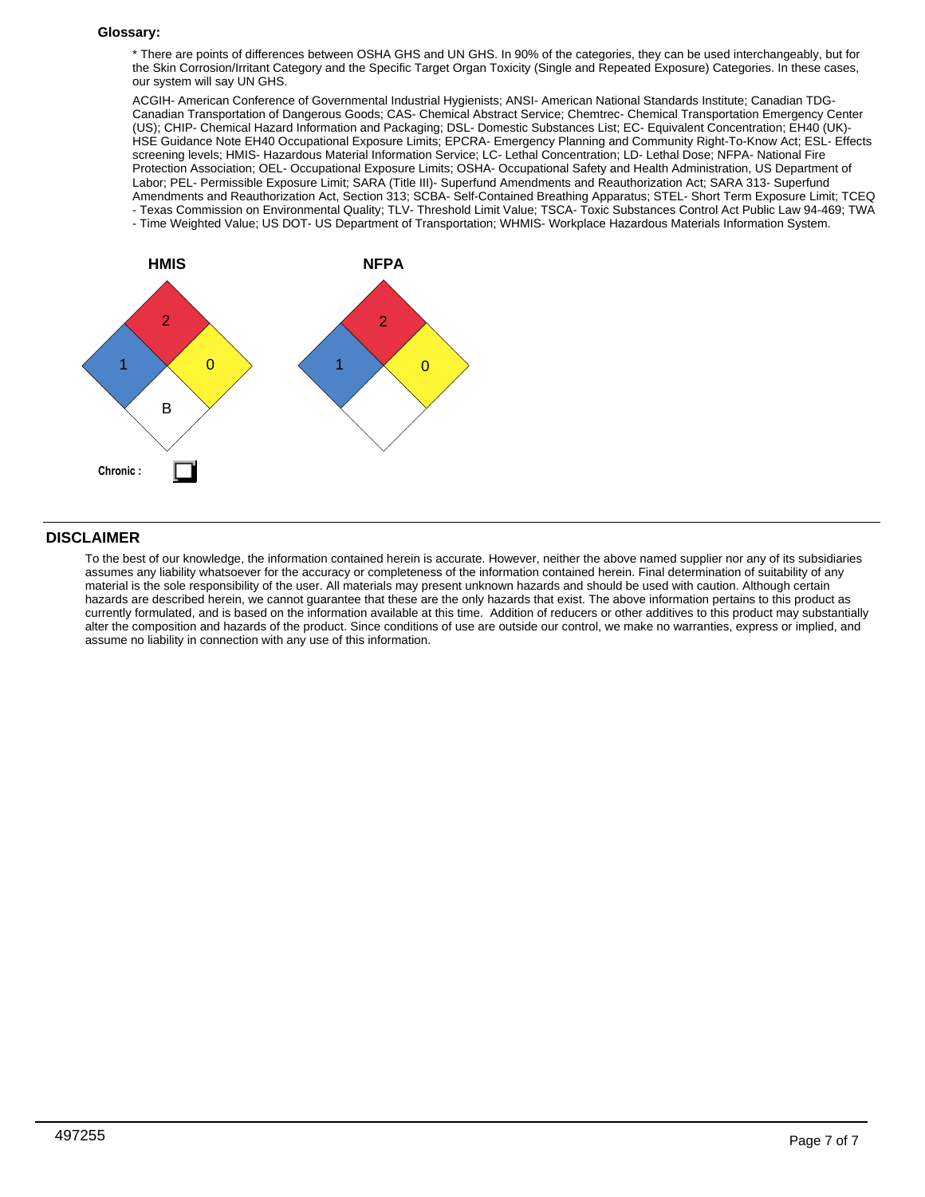**Glossary:**

\* There are points of differences between OSHA GHS and UN GHS. In 90% of the categories, they can be used interchangeably, but for the Skin Corrosion/Irritant Category and the Specific Target Organ Toxicity (Single and Repeated Exposure) Categories. In these cases, our system will say UN GHS.

ACGIH- American Conference of Governmental Industrial Hygienists; ANSI- American National Standards Institute; Canadian TDG- Canadian Transportation of Dangerous Goods; CAS- Chemical Abstract Service; Chemtrec- Chemical Transportation Emergency Center (US); CHIP- Chemical Hazard Information and Packaging; DSL- Domestic Substances List; EC- Equivalent Concentration; EH40 (UK)- HSE Guidance Note EH40 Occupational Exposure Limits; EPCRA- Emergency Planning and Community Right-To-Know Act; ESL- Effects screening levels; HMIS- Hazardous Material Information Service; LC- Lethal Concentration; LD- Lethal Dose; NFPA- National Fire Protection Association; OEL- Occupational Exposure Limits; OSHA- Occupational Safety and Health Administration, US Department of Labor; PEL- Permissible Exposure Limit; SARA (Title III)- Superfund Amendments and Reauthorization Act; SARA 313- Superfund Amendments and Reauthorization Act, Section 313; SCBA- Self-Contained Breathing Apparatus; STEL- Short Term Exposure Limit; TCEQ - Texas Commission on Environmental Quality; TLV- Threshold Limit Value; TSCA- Toxic Substances Control Act Public Law 94-469; TWA - Time Weighted Value; US DOT- US Department of Transportation; WHMIS- Workplace Hazardous Materials Information System.

**HMIS**

2
1
0
B

Chronic :

**NFPA**

2
1
0

## DISCLAIMER

To the best of our knowledge, the information contained herein is accurate. However, neither the above named supplier nor any of its subsidiaries assumes any liability whatsoever for the accuracy or completeness of the information contained herein. Final determination of suitability of any material is the sole responsibility of the user. All materials may present unknown hazards and should be used with caution. Although certain hazards are described herein, we cannot guarantee that these are the only hazards that exist. The above information pertains to this product as currently formulated, and is based on the information available at this time. Addition of reducers or other additives to this product may substantially alter the composition and hazards of the product. Since conditions of use are outside our control, we make no warranties, express or implied, and assume no liability in connection with any use of this information.

497255